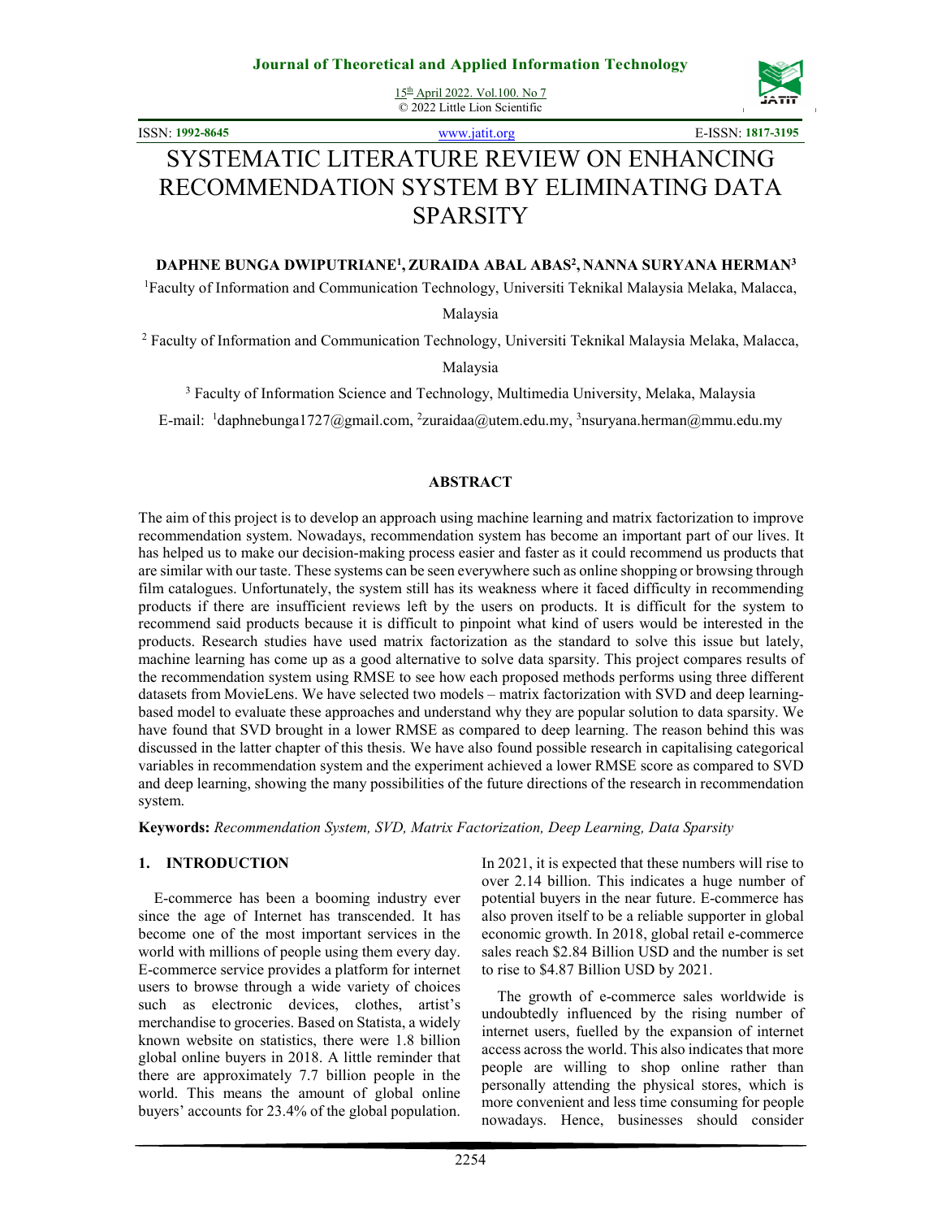# SYSTEMATIC LITERATURE REVIEW ON ENHANCING RECOMMENDATION SYSTEM BY ELIMINATING DATA SPARSITY

**DAPHNE BUNGA DWIPUTRIANE[1], ZURAIDA ABAL ABAS[2], NANNA SURYANA HERMAN[3]**

[1]Faculty of Information and Communication Technology, Universiti Teknikal Malaysia Melaka, Malacca, Malaysia

[2] Faculty of Information and Communication Technology, Universiti Teknikal Malaysia Melaka, Malacca, Malaysia

[3] Faculty of Information Science and Technology, Multimedia University, Melaka, Malaysia

E-mail: [1]daphnebunga1727@gmail.com, [2]zuraidaa@utem.edu.my, [3]nsuryana.herman@mmu.edu.my

## ABSTRACT

The aim of this project is to develop an approach using machine learning and matrix factorization to improve recommendation system. Nowadays, recommendation system has become an important part of our lives. It has helped us to make our decision-making process easier and faster as it could recommend us products that are similar with our taste. These systems can be seen everywhere such as online shopping or browsing through film catalogues. Unfortunately, the system still has its weakness where it faced difficulty in recommending products if there are insufficient reviews left by the users on products. It is difficult for the system to recommend said products because it is difficult to pinpoint what kind of users would be interested in the products. Research studies have used matrix factorization as the standard to solve this issue but lately, machine learning has come up as a good alternative to solve data sparsity. This project compares results of the recommendation system using RMSE to see how each proposed methods performs using three different datasets from MovieLens. We have selected two models – matrix factorization with SVD and deep learning-based model to evaluate these approaches and understand why they are popular solution to data sparsity. We have found that SVD brought in a lower RMSE as compared to deep learning. The reason behind this was discussed in the latter chapter of this thesis. We have also found possible research in capitalising categorical variables in recommendation system and the experiment achieved a lower RMSE score as compared to SVD and deep learning, showing the many possibilities of the future directions of the research in recommendation system.

**Keywords:** *Recommendation System, SVD, Matrix Factorization, Deep Learning, Data Sparsity*

## 1. INTRODUCTION

E-commerce has been a booming industry ever since the age of Internet has transcended. It has become one of the most important services in the world with millions of people using them every day. E-commerce service provides a platform for internet users to browse through a wide variety of choices such as electronic devices, clothes, artist's merchandise to groceries. Based on Statista, a widely known website on statistics, there were 1.8 billion global online buyers in 2018. A little reminder that there are approximately 7.7 billion people in the world. This means the amount of global online buyers' accounts for 23.4% of the global population. In 2021, it is expected that these numbers will rise to over 2.14 billion. This indicates a huge number of potential buyers in the near future. E-commerce has also proven itself to be a reliable supporter in global economic growth. In 2018, global retail e-commerce sales reach $2.84 Billion USD and the number is set to rise to $4.87 Billion USD by 2021.

The growth of e-commerce sales worldwide is undoubtedly influenced by the rising number of internet users, fuelled by the expansion of internet access across the world. This also indicates that more people are willing to shop online rather than personally attending the physical stores, which is more convenient and less time consuming for people nowadays. Hence, businesses should consider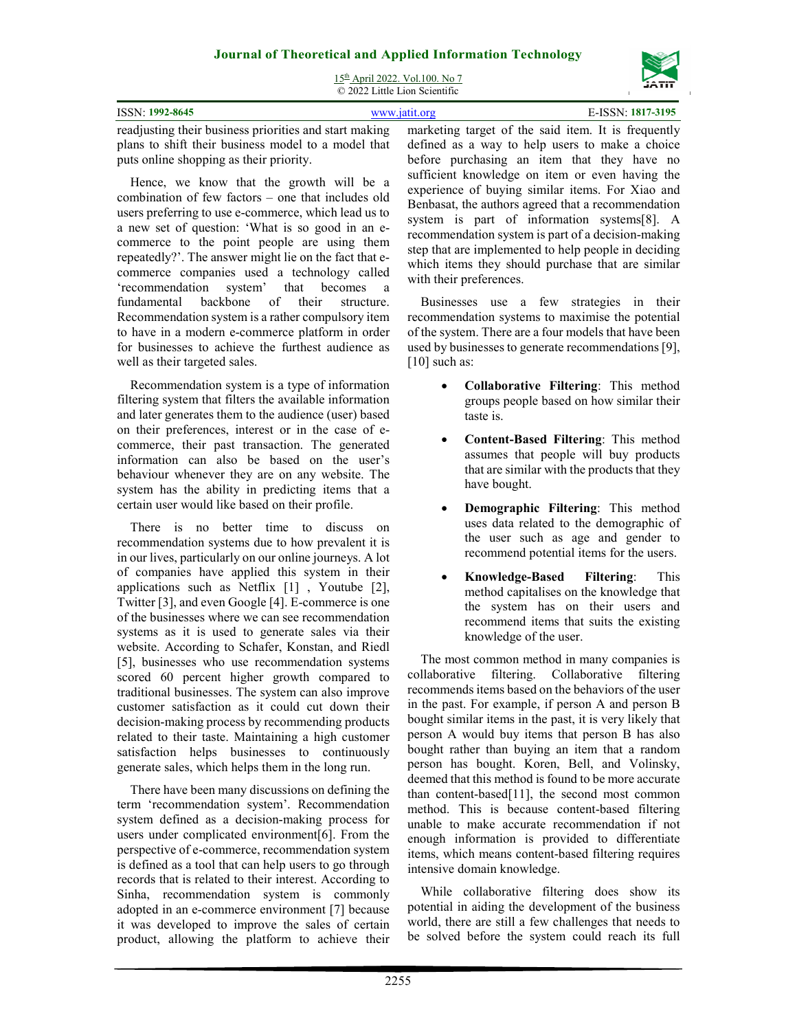readjusting their business priorities and start making plans to shift their business model to a model that puts online shopping as their priority.

Hence, we know that the growth will be a combination of few factors – one that includes old users preferring to use e-commerce, which lead us to a new set of question: 'What is so good in an e-commerce to the point people are using them repeatedly?'. The answer might lie on the fact that e-commerce companies used a technology called 'recommendation system' that becomes a fundamental backbone of their structure. Recommendation system is a rather compulsory item to have in a modern e-commerce platform in order for businesses to achieve the furthest audience as well as their targeted sales.

Recommendation system is a type of information filtering system that filters the available information and later generates them to the audience (user) based on their preferences, interest or in the case of e-commerce, their past transaction. The generated information can also be based on the user's behaviour whenever they are on any website. The system has the ability in predicting items that a certain user would like based on their profile.

There is no better time to discuss on recommendation systems due to how prevalent it is in our lives, particularly on our online journeys. A lot of companies have applied this system in their applications such as Netflix [1] , Youtube [2], Twitter [3], and even Google [4]. E-commerce is one of the businesses where we can see recommendation systems as it is used to generate sales via their website. According to Schafer, Konstan, and Riedl [5], businesses who use recommendation systems scored 60 percent higher growth compared to traditional businesses. The system can also improve customer satisfaction as it could cut down their decision-making process by recommending products related to their taste. Maintaining a high customer satisfaction helps businesses to continuously generate sales, which helps them in the long run.

There have been many discussions on defining the term 'recommendation system'. Recommendation system defined as a decision-making process for users under complicated environment[6]. From the perspective of e-commerce, recommendation system is defined as a tool that can help users to go through records that is related to their interest. According to Sinha, recommendation system is commonly adopted in an e-commerce environment [7] because it was developed to improve the sales of certain product, allowing the platform to achieve their marketing target of the said item. It is frequently defined as a way to help users to make a choice before purchasing an item that they have no sufficient knowledge on item or even having the experience of buying similar items. For Xiao and Benbasat, the authors agreed that a recommendation system is part of information systems[8]. A recommendation system is part of a decision-making step that are implemented to help people in deciding which items they should purchase that are similar with their preferences.

Businesses use a few strategies in their recommendation systems to maximise the potential of the system. There are a four models that have been used by businesses to generate recommendations [9], [10] such as:

- **Collaborative Filtering**: This method groups people based on how similar their taste is.
- **Content-Based Filtering**: This method assumes that people will buy products that are similar with the products that they have bought.
- **Demographic Filtering**: This method uses data related to the demographic of the user such as age and gender to recommend potential items for the users.
- **Knowledge-Based Filtering**: This method capitalises on the knowledge that the system has on their users and recommend items that suits the existing knowledge of the user.

The most common method in many companies is collaborative filtering. Collaborative filtering recommends items based on the behaviors of the user in the past. For example, if person A and person B bought similar items in the past, it is very likely that person A would buy items that person B has also bought rather than buying an item that a random person has bought. Koren, Bell, and Volinsky, deemed that this method is found to be more accurate than content-based[11], the second most common method. This is because content-based filtering unable to make accurate recommendation if not enough information is provided to differentiate items, which means content-based filtering requires intensive domain knowledge.

While collaborative filtering does show its potential in aiding the development of the business world, there are still a few challenges that needs to be solved before the system could reach its full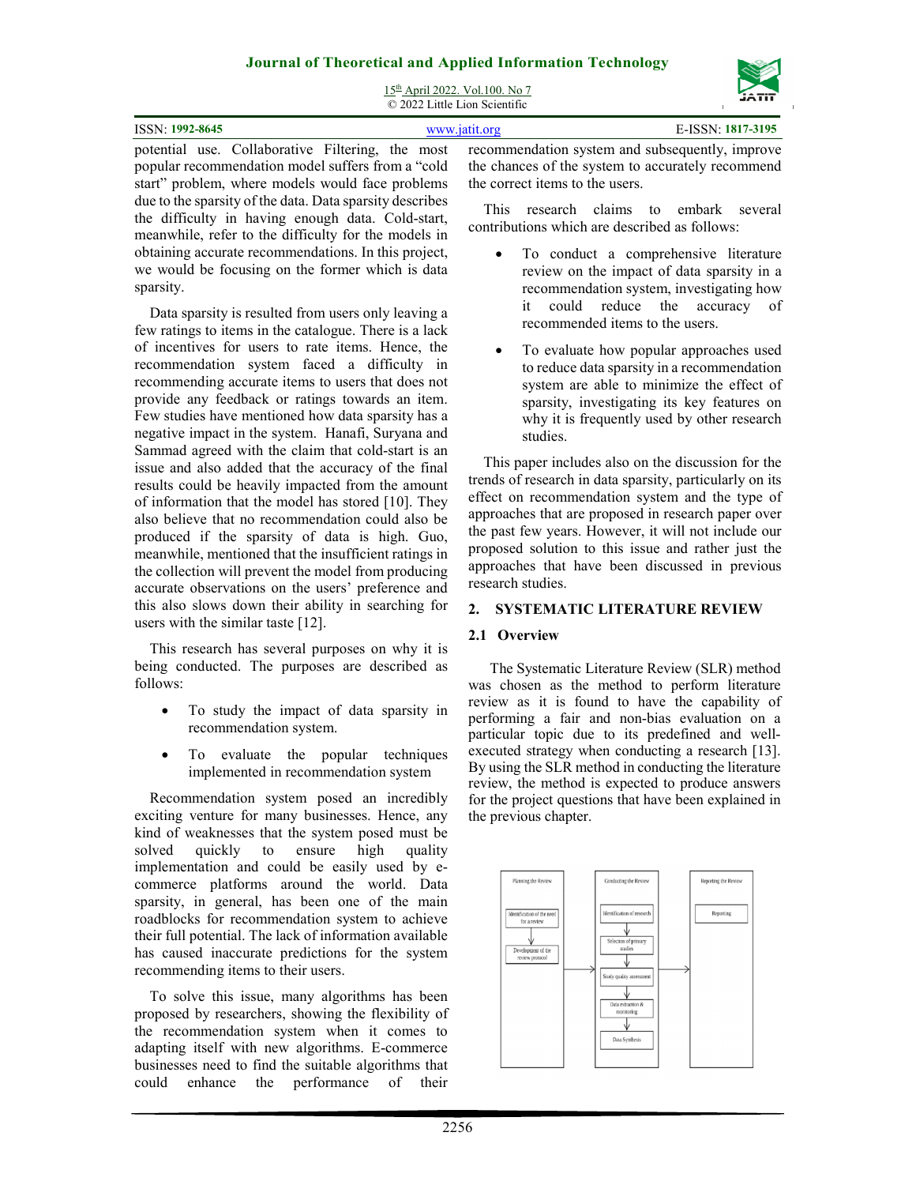potential use. Collaborative Filtering, the most popular recommendation model suffers from a "cold start" problem, where models would face problems due to the sparsity of the data. Data sparsity describes the difficulty in having enough data. Cold-start, meanwhile, refer to the difficulty for the models in obtaining accurate recommendations. In this project, we would be focusing on the former which is data sparsity.

Data sparsity is resulted from users only leaving a few ratings to items in the catalogue. There is a lack of incentives for users to rate items. Hence, the recommendation system faced a difficulty in recommending accurate items to users that does not provide any feedback or ratings towards an item. Few studies have mentioned how data sparsity has a negative impact in the system. Hanafi, Suryana and Sammad agreed with the claim that cold-start is an issue and also added that the accuracy of the final results could be heavily impacted from the amount of information that the model has stored [10]. They also believe that no recommendation could also be produced if the sparsity of data is high. Guo, meanwhile, mentioned that the insufficient ratings in the collection will prevent the model from producing accurate observations on the users' preference and this also slows down their ability in searching for users with the similar taste [12].

This research has several purposes on why it is being conducted. The purposes are described as follows:

- To study the impact of data sparsity in recommendation system.
- To evaluate the popular techniques implemented in recommendation system

Recommendation system posed an incredibly exciting venture for many businesses. Hence, any kind of weaknesses that the system posed must be solved quickly to ensure high quality implementation and could be easily used by e-commerce platforms around the world. Data sparsity, in general, has been one of the main roadblocks for recommendation system to achieve their full potential. The lack of information available has caused inaccurate predictions for the system recommending items to their users.

To solve this issue, many algorithms has been proposed by researchers, showing the flexibility of the recommendation system when it comes to adapting itself with new algorithms. E-commerce businesses need to find the suitable algorithms that could enhance the performance of their recommendation system and subsequently, improve the chances of the system to accurately recommend the correct items to the users.

This research claims to embark several contributions which are described as follows:

- To conduct a comprehensive literature review on the impact of data sparsity in a recommendation system, investigating how it could reduce the accuracy of recommended items to the users.
- To evaluate how popular approaches used to reduce data sparsity in a recommendation system are able to minimize the effect of sparsity, investigating its key features on why it is frequently used by other research studies.

This paper includes also on the discussion for the trends of research in data sparsity, particularly on its effect on recommendation system and the type of approaches that are proposed in research paper over the past few years. However, it will not include our proposed solution to this issue and rather just the approaches that have been discussed in previous research studies.

## 2. SYSTEMATIC LITERATURE REVIEW

### 2.1 Overview

The Systematic Literature Review (SLR) method was chosen as the method to perform literature review as it is found to have the capability of performing a fair and non-bias evaluation on a particular topic due to its predefined and well-executed strategy when conducting a research [13]. By using the SLR method in conducting the literature review, the method is expected to produce answers for the project questions that have been explained in the previous chapter.

Planning the Review: Identification of the need for a review → Development of the review protocol

Conducting the Review: Identification of research → Selection of primary studies → Study quality assessment → Data extraction & monitoring → Data Synthesis

Reporting the Review: Reporting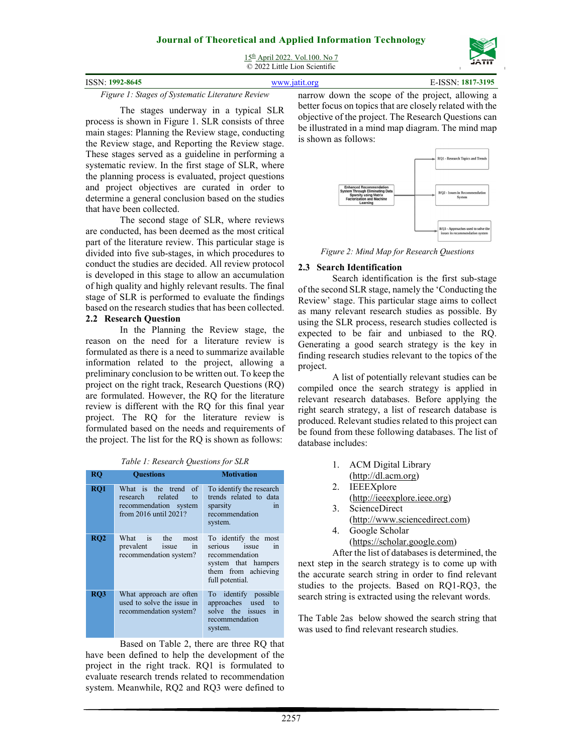*Figure 1: Stages of Systematic Literature Review*

The stages underway in a typical SLR process is shown in Figure 1. SLR consists of three main stages: Planning the Review stage, conducting the Review stage, and Reporting the Review stage. These stages served as a guideline in performing a systematic review. In the first stage of SLR, where the planning process is evaluated, project questions and project objectives are curated in order to determine a general conclusion based on the studies that have been collected.

The second stage of SLR, where reviews are conducted, has been deemed as the most critical part of the literature review. This particular stage is divided into five sub-stages, in which procedures to conduct the studies are decided. All review protocol is developed in this stage to allow an accumulation of high quality and highly relevant results. The final stage of SLR is performed to evaluate the findings based on the research studies that has been collected.

## 2.2 Research Question

In the Planning the Review stage, the reason on the need for a literature review is formulated as there is a need to summarize available information related to the project, allowing a preliminary conclusion to be written out. To keep the project on the right track, Research Questions (RQ) are formulated. However, the RQ for the literature review is different with the RQ for this final year project. The RQ for the literature review is formulated based on the needs and requirements of the project. The list for the RQ is shown as follows:

*Table 1: Research Questions for SLR*

| RQ | Questions | Motivation |
|---|---|---|
| **RQ1** | What is the trend of research related to recommendation system from 2016 until 2021? | To identify the research trends related to data sparsity in recommendation system. |
| **RQ2** | What is the most prevalent issue in recommendation system? | To identify the most serious issue in recommendation system that hampers them from achieving full potential. |
| **RQ3** | What approach are often used to solve the issue in recommendation system? | To identify possible approaches used to solve the issues in recommendation system. |

Based on Table 2, there are three RQ that have been defined to help the development of the project in the right track. RQ1 is formulated to evaluate research trends related to recommendation system. Meanwhile, RQ2 and RQ3 were defined to narrow down the scope of the project, allowing a better focus on topics that are closely related with the objective of the project. The Research Questions can be illustrated in a mind map diagram. The mind map is shown as follows:

Enhanced Recommendation System Through Eliminating Data Sparsity using Matrix Factorization and Machine Learning

RQ1 - Research Topics and Trends

RQ2 - Issues in Recommendation System

RQ3 - Approaches used to solve the issues in recommendation system

*Figure 2: Mind Map for Research Questions*

## 2.3 Search Identification

Search identification is the first sub-stage of the second SLR stage, namely the 'Conducting the Review' stage. This particular stage aims to collect as many relevant research studies as possible. By using the SLR process, research studies collected is expected to be fair and unbiased to the RQ. Generating a good search strategy is the key in finding research studies relevant to the topics of the project.

A list of potentially relevant studies can be compiled once the search strategy is applied in relevant research databases. Before applying the right search strategy, a list of research database is produced. Relevant studies related to this project can be found from these following databases. The list of database includes:

1. ACM Digital Library (http://dl.acm.org)
2. IEEEXplore (http://ieeexplore.ieee.org)
3. ScienceDirect (http://www.sciencedirect.com)
4. Google Scholar (https://scholar.google.com)

After the list of databases is determined, the next step in the search strategy is to come up with the accurate search string in order to find relevant studies to the projects. Based on RQ1-RQ3, the search string is extracted using the relevant words.

The Table 2as below showed the search string that was used to find relevant research studies.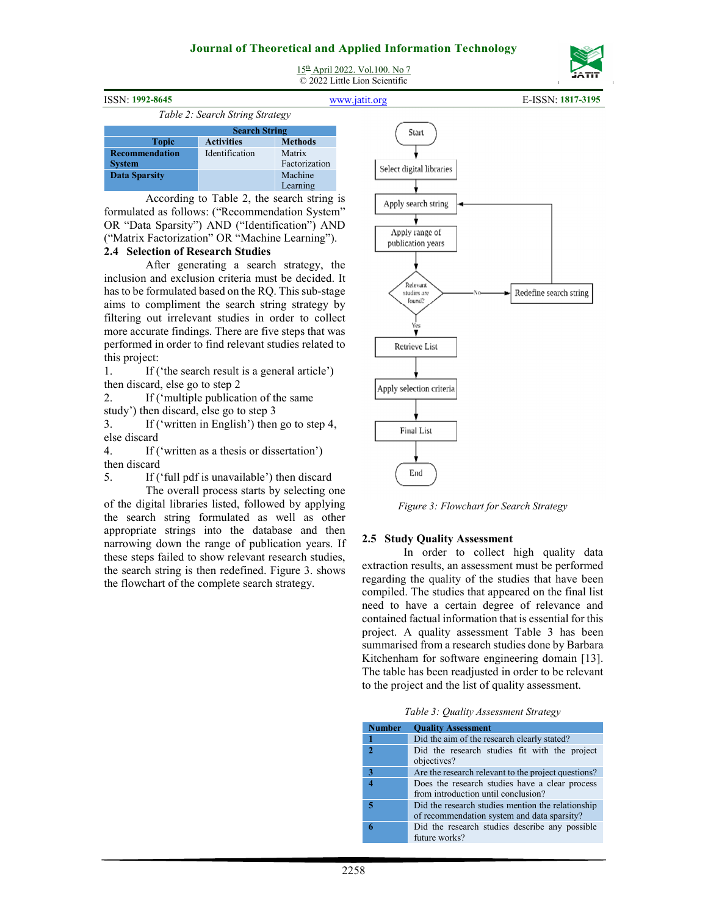Table 2: Search String Strategy

| Search String | | |
|---|---|---|
| **Topic** | **Activities** | **Methods** |
| **Recommendation System** | Identification | Matrix Factorization |
| **Data Sparsity** | | Machine Learning |

According to Table 2, the search string is formulated as follows: ("Recommendation System" OR "Data Sparsity") AND ("Identification") AND ("Matrix Factorization" OR "Machine Learning").

### 2.4 Selection of Research Studies

After generating a search strategy, the inclusion and exclusion criteria must be decided. It has to be formulated based on the RQ. This sub-stage aims to compliment the search string strategy by filtering out irrelevant studies in order to collect more accurate findings. There are five steps that was performed in order to find relevant studies related to this project:

1. If ('the search result is a general article') then discard, else go to step 2
2. If ('multiple publication of the same study') then discard, else go to step 3
3. If ('written in English') then go to step 4, else discard
4. If ('written as a thesis or dissertation') then discard
5. If ('full pdf is unavailable') then discard

The overall process starts by selecting one of the digital libraries listed, followed by applying the search string formulated as well as other appropriate strings into the database and then narrowing down the range of publication years. If these steps failed to show relevant research studies, the search string is then redefined. Figure 3. shows the flowchart of the complete search strategy.

Start → Select digital libraries → Apply search string → Apply range of publication years → Relevant studies are found? (No → Redefine search string → Apply search string; Yes → Retrieve List) → Apply selection criteria → Final List → End

Figure 3: Flowchart for Search Strategy

### 2.5 Study Quality Assessment

In order to collect high quality data extraction results, an assessment must be performed regarding the quality of the studies that have been compiled. The studies that appeared on the final list need to have a certain degree of relevance and contained factual information that is essential for this project. A quality assessment Table 3 has been summarised from a research studies done by Barbara Kitchenham for software engineering domain [13]. The table has been readjusted in order to be relevant to the project and the list of quality assessment.

Table 3: Quality Assessment Strategy

| Number | Quality Assessment |
|---|---|
| 1 | Did the aim of the research clearly stated? |
| 2 | Did the research studies fit with the project objectives? |
| 3 | Are the research relevant to the project questions? |
| 4 | Does the research studies have a clear process from introduction until conclusion? |
| 5 | Did the research studies mention the relationship of recommendation system and data sparsity? |
| 6 | Did the research studies describe any possible future works? |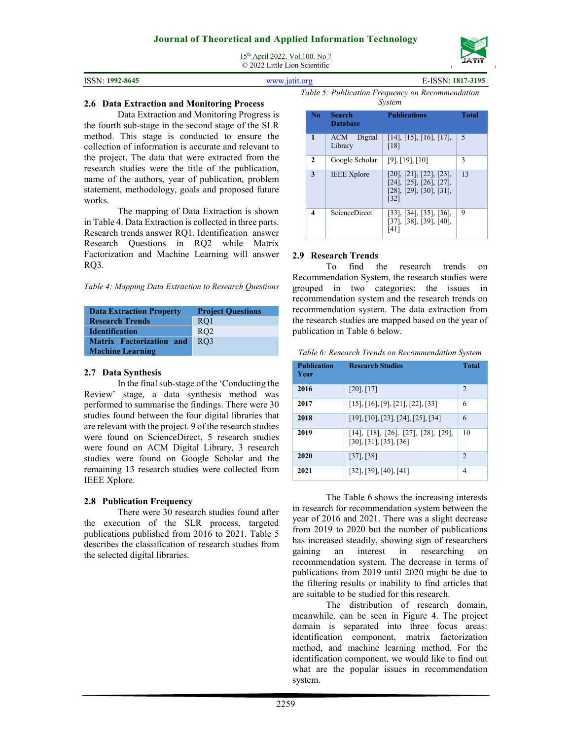### 2.6 Data Extraction and Monitoring Process

Data Extraction and Monitoring Progress is the fourth sub-stage in the second stage of the SLR method. This stage is conducted to ensure the collection of information is accurate and relevant to the project. The data that were extracted from the research studies were the title of the publication, name of the authors, year of publication, problem statement, methodology, goals and proposed future works.

The mapping of Data Extraction is shown in Table 4. Data Extraction is collected in three parts. Research trends answer RQ1. Identification answer Research Questions in RQ2 while Matrix Factorization and Machine Learning will answer RQ3.

*Table 4: Mapping Data Extraction to Research Questions*

| Data Extraction Property | Project Questions |
|---|---|
| **Research Trends** | RQ1 |
| **Identification** | RQ2 |
| **Matrix Factorization and Machine Learning** | RQ3 |

### 2.7 Data Synthesis

In the final sub-stage of the 'Conducting the Review' stage, a data synthesis method was performed to summarise the findings. There were 30 studies found between the four digital libraries that are relevant with the project. 9 of the research studies were found on ScienceDirect, 5 research studies were found on ACM Digital Library, 3 research studies were found on Google Scholar and the remaining 13 research studies were collected from IEEE Xplore.

### 2.8 Publication Frequency

There were 30 research studies found after the execution of the SLR process, targeted publications published from 2016 to 2021. Table 5 describes the classification of research studies from the selected digital libraries.

*Table 5: Publication Frequency on Recommendation System*

| No | Search Database | Publications | Total |
|---|---|---|---|
| **1** | ACM Digital Library | [14], [15], [16], [17], [18] | 5 |
| **2** | Google Scholar | [9], [19], [10] | 3 |
| **3** | IEEE Xplore | [20], [21], [22], [23], [24], [25], [26], [27], [28], [29], [30], [31], [32] | 13 |
| **4** | ScienceDirect | [33], [34], [35], [36], [37], [38], [39], [40], [41] | 9 |

### 2.9 Research Trends

To find the research trends on Recommendation System, the research studies were grouped in two categories: the issues in recommendation system and the research trends on recommendation system. The data extraction from the research studies are mapped based on the year of publication in Table 6 below.

*Table 6: Research Trends on Recommendation System*

| Publication Year | Research Studies | Total |
|---|---|---|
| **2016** | [20], [17] | 2 |
| **2017** | [15], [16], [9], [21], [22], [33] | 6 |
| **2018** | [19], [10], [23], [24], [25], [34] | 6 |
| **2019** | [14], [18], [26], [27], [28], [29], [30], [31], [35], [36] | 10 |
| **2020** | [37], [38] | 2 |
| **2021** | [32], [39], [40], [41] | 4 |

The Table 6 shows the increasing interests in research for recommendation system between the year of 2016 and 2021. There was a slight decrease from 2019 to 2020 but the number of publications has increased steadily, showing sign of researchers gaining an interest in researching on recommendation system. The decrease in terms of publications from 2019 until 2020 might be due to the filtering results or inability to find articles that are suitable to be studied for this research.

The distribution of research domain, meanwhile, can be seen in Figure 4. The project domain is separated into three focus areas: identification component, matrix factorization method, and machine learning method. For the identification component, we would like to find out what are the popular issues in recommendation system.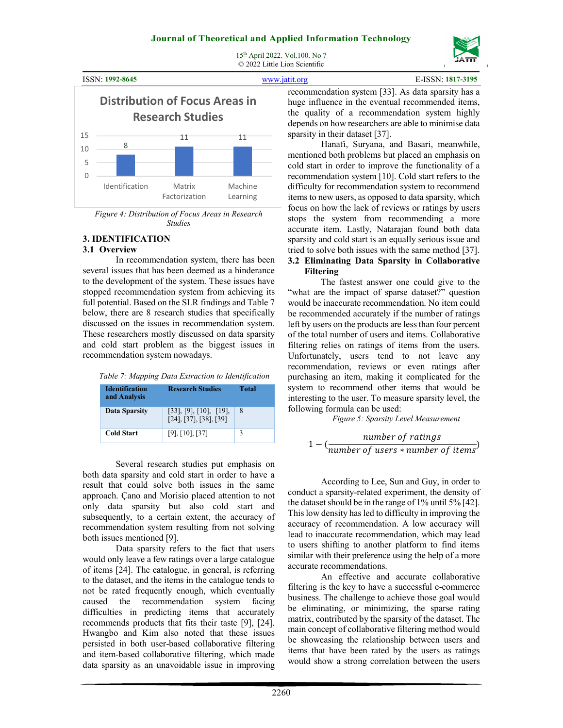Figure 4: Distribution of Focus Areas in Research Studies

## 3. IDENTIFICATION

### 3.1 Overview

In recommendation system, there has been several issues that has been deemed as a hinderance to the development of the system. These issues have stopped recommendation system from achieving its full potential. Based on the SLR findings and Table 7 below, there are 8 research studies that specifically discussed on the issues in recommendation system. These researchers mostly discussed on data sparsity and cold start problem as the biggest issues in recommendation system nowadays.

*Table 7: Mapping Data Extraction to Identification*

| Identification and Analysis | Research Studies | Total |
|---|---|---|
| **Data Sparsity** | [33], [9], [10], [19], [24], [37], [38], [39] | 8 |
| **Cold Start** | [9], [10], [37] | 3 |

Several research studies put emphasis on both data sparsity and cold start in order to have a result that could solve both issues in the same approach. Çano and Morisio placed attention to not only data sparsity but also cold start and subsequently, to a certain extent, the accuracy of recommendation system resulting from not solving both issues mentioned [9].

Data sparsity refers to the fact that users would only leave a few ratings over a large catalogue of items [24]. The catalogue, in general, is referring to the dataset, and the items in the catalogue tends to not be rated frequently enough, which eventually caused the recommendation system facing difficulties in predicting items that accurately recommends products that fits their taste [9], [24]. Hwangbo and Kim also noted that these issues persisted in both user-based collaborative filtering and item-based collaborative filtering, which made data sparsity as an unavoidable issue in improving recommendation system [33]. As data sparsity has a huge influence in the eventual recommended items, the quality of a recommendation system highly depends on how researchers are able to minimise data sparsity in their dataset [37].

Hanafi, Suryana, and Basari, meanwhile, mentioned both problems but placed an emphasis on cold start in order to improve the functionality of a recommendation system [10]. Cold start refers to the difficulty for recommendation system to recommend items to new users, as opposed to data sparsity, which focus on how the lack of reviews or ratings by users stops the system from recommending a more accurate item. Lastly, Natarajan found both data sparsity and cold start is an equally serious issue and tried to solve both issues with the same method [37].

### 3.2 Eliminating Data Sparsity in Collaborative Filtering

The fastest answer one could give to the “what are the impact of sparse dataset?” question would be inaccurate recommendation. No item could be recommended accurately if the number of ratings left by users on the products are less than four percent of the total number of users and items. Collaborative filtering relies on ratings of items from the users. Unfortunately, users tend to not leave any recommendation, reviews or even ratings after purchasing an item, making it complicated for the system to recommend other items that would be interesting to the user. To measure sparsity level, the following formula can be used:

*Figure 5: Sparsity Level Measurement*

$$1 - \left(\frac{number\ of\ ratings}{number\ of\ users * number\ of\ items}\right)$$

According to Lee, Sun and Guy, in order to conduct a sparsity-related experiment, the density of the dataset should be in the range of 1% until 5% [42]. This low density has led to difficulty in improving the accuracy of recommendation. A low accuracy will lead to inaccurate recommendation, which may lead to users shifting to another platform to find items similar with their preference using the help of a more accurate recommendations.

An effective and accurate collaborative filtering is the key to have a successful e-commerce business. The challenge to achieve those goal would be eliminating, or minimizing, the sparse rating matrix, contributed by the sparsity of the dataset. The main concept of collaborative filtering method would be showcasing the relationship between users and items that have been rated by the users as ratings would show a strong correlation between the users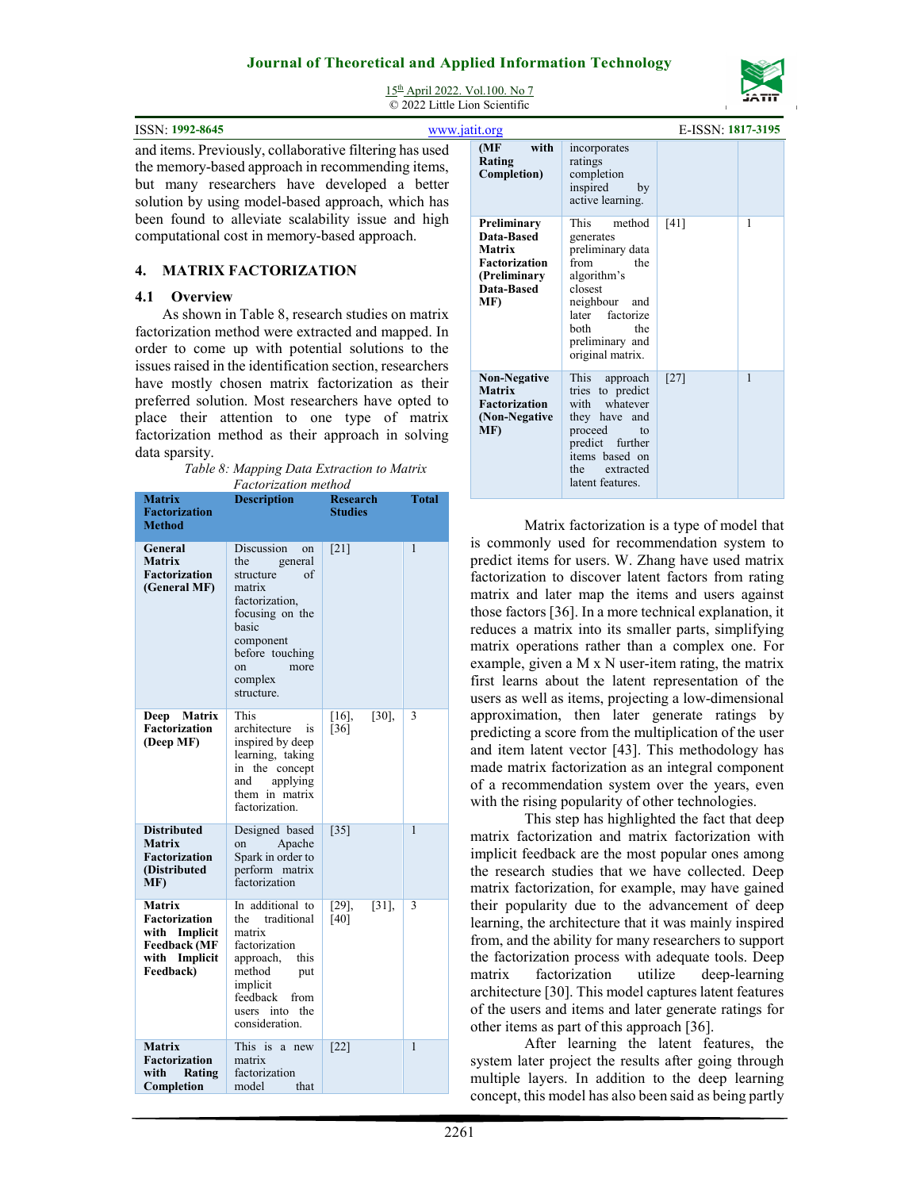and items. Previously, collaborative filtering has used the memory-based approach in recommending items, but many researchers have developed a better solution by using model-based approach, which has been found to alleviate scalability issue and high computational cost in memory-based approach.

## 4. MATRIX FACTORIZATION

### 4.1 Overview

As shown in Table 8, research studies on matrix factorization method were extracted and mapped. In order to come up with potential solutions to the issues raised in the identification section, researchers have mostly chosen matrix factorization as their preferred solution. Most researchers have opted to place their attention to one type of matrix factorization method as their approach in solving data sparsity.

*Table 8: Mapping Data Extraction to Matrix Factorization method*

| Matrix Factorization Method | Description | Research Studies | Total |
|---|---|---|---|
| **General Matrix Factorization (General MF)** | Discussion on the general structure of matrix factorization, focusing on the basic component before touching on more complex structure. | [21] | 1 |
| **Deep Matrix Factorization (Deep MF)** | This architecture is inspired by deep learning, taking in the concept and applying them in matrix factorization. | [16], [30], [36] | 3 |
| **Distributed Matrix Factorization (Distributed MF)** | Designed based on Apache Spark in order to perform matrix factorization | [35] | 1 |
| **Matrix Factorization with Implicit Feedback (MF with Implicit Feedback)** | In additional to the traditional matrix factorization approach, this method put implicit feedback from users into the consideration. | [29], [31], [40] | 3 |
| **Matrix Factorization with Rating Completion (MF with Rating Completion)** | This is a new matrix factorization model that incorporates ratings completion inspired by active learning. | [22] | 1 |
| **Preliminary Data-Based Matrix Factorization (Preliminary Data-Based MF)** | This method generates preliminary data from the algorithm's closest neighbour and later factorize both the preliminary and original matrix. | [41] | 1 |
| **Non-Negative Matrix Factorization (Non-Negative MF)** | This approach tries to predict with whatever they have and proceed to predict further items based on the extracted latent features. | [27] | 1 |

Matrix factorization is a type of model that is commonly used for recommendation system to predict items for users. W. Zhang have used matrix factorization to discover latent factors from rating matrix and later map the items and users against those factors [36]. In a more technical explanation, it reduces a matrix into its smaller parts, simplifying matrix operations rather than a complex one. For example, given a M x N user-item rating, the matrix first learns about the latent representation of the users as well as items, projecting a low-dimensional approximation, then later generate ratings by predicting a score from the multiplication of the user and item latent vector [43]. This methodology has made matrix factorization as an integral component of a recommendation system over the years, even with the rising popularity of other technologies.

This step has highlighted the fact that deep matrix factorization and matrix factorization with implicit feedback are the most popular ones among the research studies that we have collected. Deep matrix factorization, for example, may have gained their popularity due to the advancement of deep learning, the architecture that it was mainly inspired from, and the ability for many researchers to support the factorization process with adequate tools. Deep matrix factorization utilize deep-learning architecture [30]. This model captures latent features of the users and items and later generate ratings for other items as part of this approach [36].

After learning the latent features, the system later project the results after going through multiple layers. In addition to the deep learning concept, this model has also been said as being partly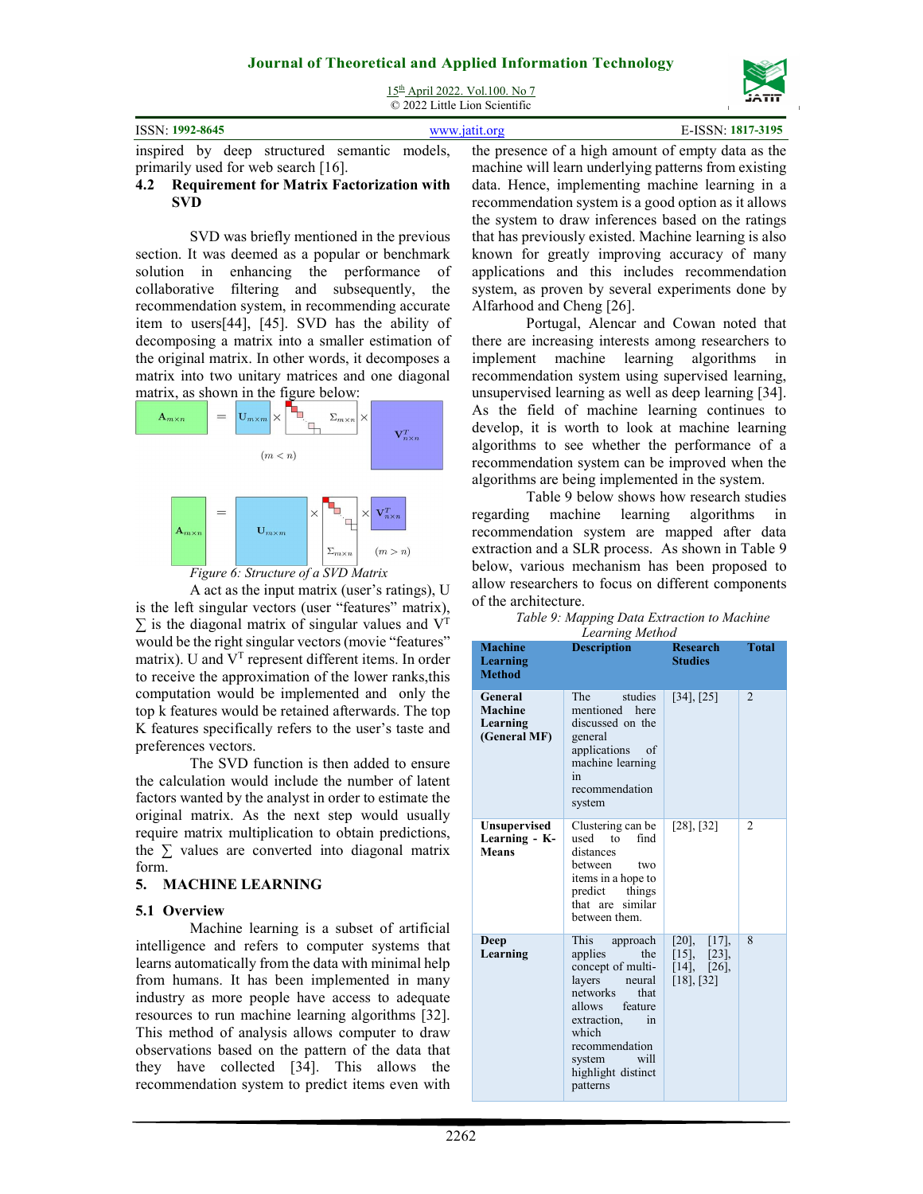inspired by deep structured semantic models, primarily used for web search [16].

### 4.2 Requirement for Matrix Factorization with SVD

SVD was briefly mentioned in the previous section. It was deemed as a popular or benchmark solution in enhancing the performance of collaborative filtering and subsequently, the recommendation system, in recommending accurate item to users[44], [45]. SVD has the ability of decomposing a matrix into a smaller estimation of the original matrix. In other words, it decomposes a matrix into two unitary matrices and one diagonal matrix, as shown in the figure below:

$$\mathbf{A}_{m\times n} = \mathbf{U}_{m\times m} \times \Sigma_{m\times n} \times \mathbf{V}^T_{n\times n} \quad (m < n)$$

$$\mathbf{A}_{m\times n} = \mathbf{U}_{m\times m} \times \Sigma_{m\times n} \times \mathbf{V}^T_{n\times n} \quad (m > n)$$

*Figure 6: Structure of a SVD Matrix*

A act as the input matrix (user's ratings), U is the left singular vectors (user "features" matrix), ∑ is the diagonal matrix of singular values and $V^T$ would be the right singular vectors (movie "features" matrix). U and $V^T$ represent different items. In order to receive the approximation of the lower ranks,this computation would be implemented and only the top k features would be retained afterwards. The top K features specifically refers to the user's taste and preferences vectors.

The SVD function is then added to ensure the calculation would include the number of latent factors wanted by the analyst in order to estimate the original matrix. As the next step would usually require matrix multiplication to obtain predictions, the ∑ values are converted into diagonal matrix form.

## 5. MACHINE LEARNING

### 5.1 Overview

Machine learning is a subset of artificial intelligence and refers to computer systems that learns automatically from the data with minimal help from humans. It has been implemented in many industry as more people have access to adequate resources to run machine learning algorithms [32]. This method of analysis allows computer to draw observations based on the pattern of the data that they have collected [34]. This allows the recommendation system to predict items even with the presence of a high amount of empty data as the machine will learn underlying patterns from existing data. Hence, implementing machine learning in a recommendation system is a good option as it allows the system to draw inferences based on the ratings that has previously existed. Machine learning is also known for greatly improving accuracy of many applications and this includes recommendation system, as proven by several experiments done by Alfarhood and Cheng [26].

Portugal, Alencar and Cowan noted that there are increasing interests among researchers to implement machine learning algorithms in recommendation system using supervised learning, unsupervised learning as well as deep learning [34]. As the field of machine learning continues to develop, it is worth to look at machine learning algorithms to see whether the performance of a recommendation system can be improved when the algorithms are being implemented in the system.

Table 9 below shows how research studies regarding machine learning algorithms in recommendation system are mapped after data extraction and a SLR process. As shown in Table 9 below, various mechanism has been proposed to allow researchers to focus on different components of the architecture.

*Table 9: Mapping Data Extraction to Machine Learning Method*

| Machine Learning Method | Description | Research Studies | Total |
|---|---|---|---|
| **General Machine Learning (General MF)** | The studies mentioned here discussed on the general applications of machine learning in recommendation system | [34], [25] | 2 |
| **Unsupervised Learning - K-Means** | Clustering can be used to find distances between two items in a hope to predict things that are similar between them. | [28], [32] | 2 |
| **Deep Learning** | This approach applies the concept of multi-layers neural networks that allows feature extraction, in which recommendation system will highlight distinct patterns | [20], [17], [15], [23], [14], [26], [18], [32] | 8 |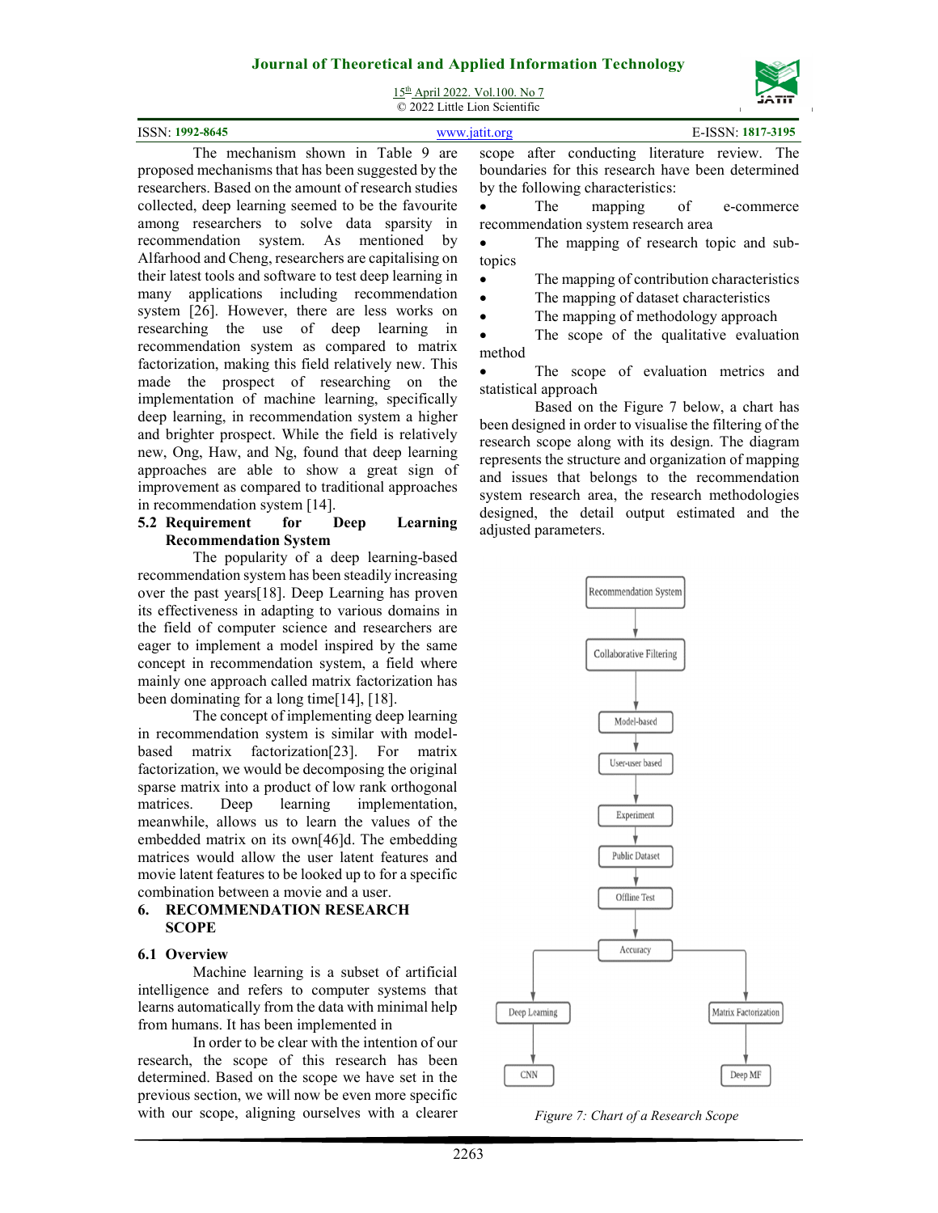The mechanism shown in Table 9 are proposed mechanisms that has been suggested by the researchers. Based on the amount of research studies collected, deep learning seemed to be the favourite among researchers to solve data sparsity in recommendation system. As mentioned by Alfarhood and Cheng, researchers are capitalising on their latest tools and software to test deep learning in many applications including recommendation system [26]. However, there are less works on researching the use of deep learning in recommendation system as compared to matrix factorization, making this field relatively new. This made the prospect of researching on the implementation of machine learning, specifically deep learning, in recommendation system a higher and brighter prospect. While the field is relatively new, Ong, Haw, and Ng, found that deep learning approaches are able to show a great sign of improvement as compared to traditional approaches in recommendation system [14].

### 5.2 Requirement for Deep Learning Recommendation System

The popularity of a deep learning-based recommendation system has been steadily increasing over the past years[18]. Deep Learning has proven its effectiveness in adapting to various domains in the field of computer science and researchers are eager to implement a model inspired by the same concept in recommendation system, a field where mainly one approach called matrix factorization has been dominating for a long time[14], [18].

The concept of implementing deep learning in recommendation system is similar with model-based matrix factorization[23]. For matrix factorization, we would be decomposing the original sparse matrix into a product of low rank orthogonal matrices. Deep learning implementation, meanwhile, allows us to learn the values of the embedded matrix on its own[46]d. The embedding matrices would allow the user latent features and movie latent features to be looked up to for a specific combination between a movie and a user.

## 6. RECOMMENDATION RESEARCH SCOPE

### 6.1 Overview

Machine learning is a subset of artificial intelligence and refers to computer systems that learns automatically from the data with minimal help from humans. It has been implemented in

In order to be clear with the intention of our research, the scope of this research has been determined. Based on the scope we have set in the previous section, we will now be even more specific with our scope, aligning ourselves with a clearer scope after conducting literature review. The boundaries for this research have been determined by the following characteristics:

- The mapping of e-commerce recommendation system research area
- The mapping of research topic and sub-topics
- The mapping of contribution characteristics
- The mapping of dataset characteristics
- The mapping of methodology approach
- The scope of the qualitative evaluation method
- The scope of evaluation metrics and statistical approach

Based on the Figure 7 below, a chart has been designed in order to visualise the filtering of the research scope along with its design. The diagram represents the structure and organization of mapping and issues that belongs to the recommendation system research area, the research methodologies designed, the detail output estimated and the adjusted parameters.

*Figure 7: Chart of a Research Scope*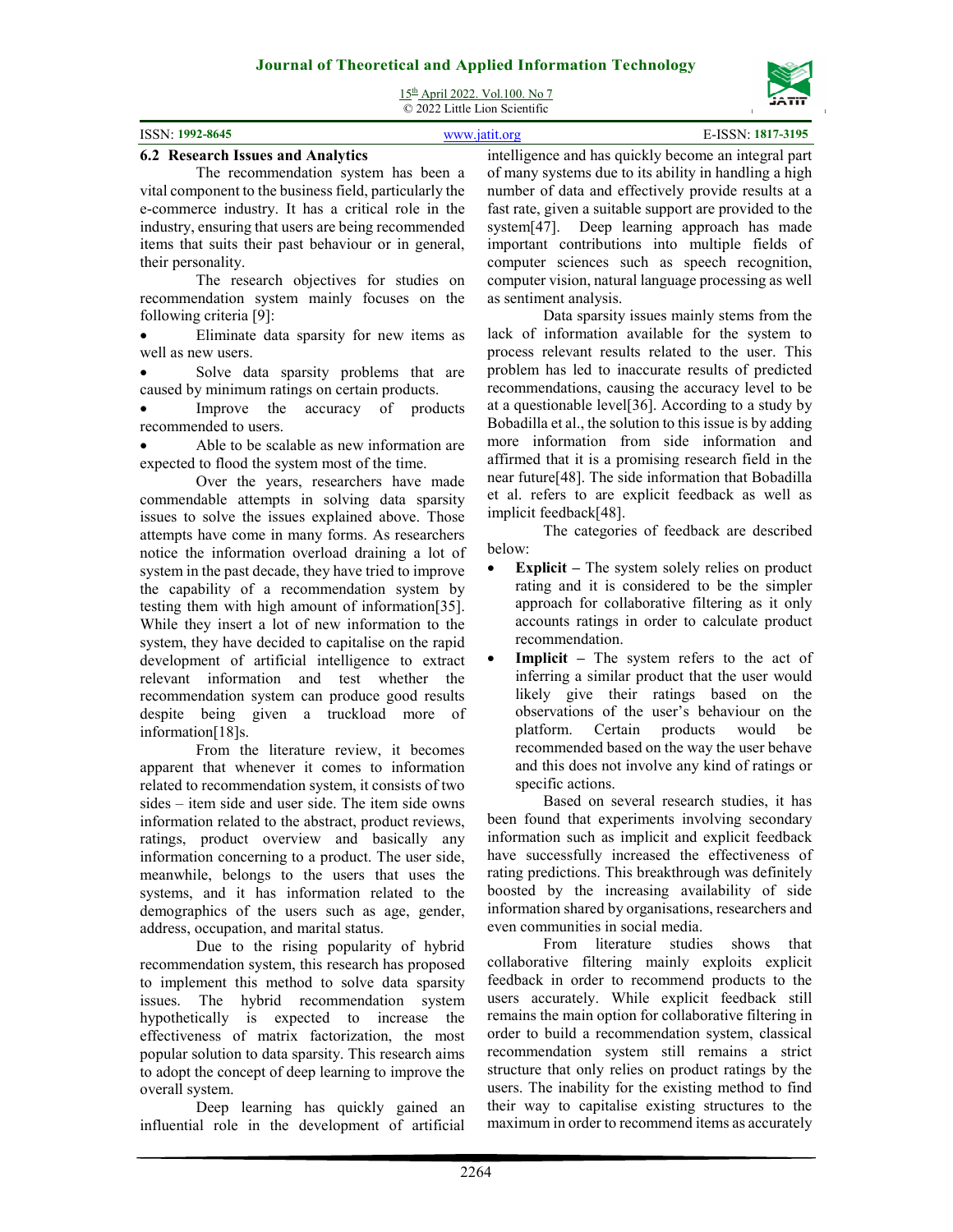### 6.2 Research Issues and Analytics

The recommendation system has been a vital component to the business field, particularly the e-commerce industry. It has a critical role in the industry, ensuring that users are being recommended items that suits their past behaviour or in general, their personality.

The research objectives for studies on recommendation system mainly focuses on the following criteria [9]:

- Eliminate data sparsity for new items as well as new users.
- Solve data sparsity problems that are caused by minimum ratings on certain products.
- Improve the accuracy of products recommended to users.
- Able to be scalable as new information are expected to flood the system most of the time.

Over the years, researchers have made commendable attempts in solving data sparsity issues to solve the issues explained above. Those attempts have come in many forms. As researchers notice the information overload draining a lot of system in the past decade, they have tried to improve the capability of a recommendation system by testing them with high amount of information[35]. While they insert a lot of new information to the system, they have decided to capitalise on the rapid development of artificial intelligence to extract relevant information and test whether the recommendation system can produce good results despite being given a truckload more of information[18]s.

From the literature review, it becomes apparent that whenever it comes to information related to recommendation system, it consists of two sides – item side and user side. The item side owns information related to the abstract, product reviews, ratings, product overview and basically any information concerning to a product. The user side, meanwhile, belongs to the users that uses the systems, and it has information related to the demographics of the users such as age, gender, address, occupation, and marital status.

Due to the rising popularity of hybrid recommendation system, this research has proposed to implement this method to solve data sparsity issues. The hybrid recommendation system hypothetically is expected to increase the effectiveness of matrix factorization, the most popular solution to data sparsity. This research aims to adopt the concept of deep learning to improve the overall system.

Deep learning has quickly gained an influential role in the development of artificial intelligence and has quickly become an integral part of many systems due to its ability in handling a high number of data and effectively provide results at a fast rate, given a suitable support are provided to the system[47]. Deep learning approach has made important contributions into multiple fields of computer sciences such as speech recognition, computer vision, natural language processing as well as sentiment analysis.

Data sparsity issues mainly stems from the lack of information available for the system to process relevant results related to the user. This problem has led to inaccurate results of predicted recommendations, causing the accuracy level to be at a questionable level[36]. According to a study by Bobadilla et al., the solution to this issue is by adding more information from side information and affirmed that it is a promising research field in the near future[48]. The side information that Bobadilla et al. refers to are explicit feedback as well as implicit feedback[48].

The categories of feedback are described below:

- **Explicit –** The system solely relies on product rating and it is considered to be the simpler approach for collaborative filtering as it only accounts ratings in order to calculate product recommendation.
- **Implicit –** The system refers to the act of inferring a similar product that the user would likely give their ratings based on the observations of the user's behaviour on the platform. Certain products would be recommended based on the way the user behave and this does not involve any kind of ratings or specific actions.

Based on several research studies, it has been found that experiments involving secondary information such as implicit and explicit feedback have successfully increased the effectiveness of rating predictions. This breakthrough was definitely boosted by the increasing availability of side information shared by organisations, researchers and even communities in social media.

From literature studies shows that collaborative filtering mainly exploits explicit feedback in order to recommend products to the users accurately. While explicit feedback still remains the main option for collaborative filtering in order to build a recommendation system, classical recommendation system still remains a strict structure that only relies on product ratings by the users. The inability for the existing method to find their way to capitalise existing structures to the maximum in order to recommend items as accurately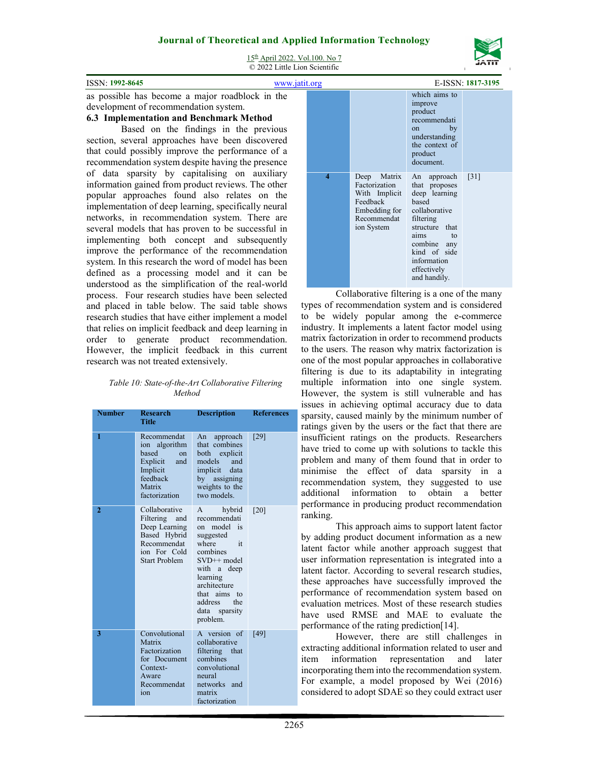as possible has become a major roadblock in the development of recommendation system.

### 6.3 Implementation and Benchmark Method

Based on the findings in the previous section, several approaches have been discovered that could possibly improve the performance of a recommendation system despite having the presence of data sparsity by capitalising on auxiliary information gained from product reviews. The other popular approaches found also relates on the implementation of deep learning, specifically neural networks, in recommendation system. There are several models that has proven to be successful in implementing both concept and subsequently improve the performance of the recommendation system. In this research the word of model has been defined as a processing model and it can be understood as the simplification of the real-world process. Four research studies have been selected and placed in table below. The said table shows research studies that have either implement a model that relies on implicit feedback and deep learning in order to generate product recommendation. However, the implicit feedback in this current research was not treated extensively.

*Table 10: State-of-the-Art Collaborative Filtering Method*

| Number | Research Title | Description | References |
|---|---|---|---|
| 1 | Recommendation algorithm based on Explicit and Implicit feedback Matrix factorization | An approach that combines both explicit models and implicit data by assigning weights to the two models. | [29] |
| 2 | Collaborative Filtering and Deep Learning Based Hybrid Recommendation For Cold Start Problem | A hybrid recommendation model is suggested where it combines SVD++ model with a deep learning architecture that aims to address the data sparsity problem. | [20] |
| 3 | Convolutional Matrix Factorization for Document Context-Aware Recommendation | A version of collaborative filtering that combines convolutional neural networks and matrix factorization which aims to improve product recommendation by understanding the context of product document. | [49] |
| 4 | Deep Matrix Factorization With Implicit Feedback Embedding for Recommendation System | An approach that proposes deep learning based collaborative filtering structure that aims to combine any kind of side information effectively and handily. | [31] |

Collaborative filtering is a one of the many types of recommendation system and is considered to be widely popular among the e-commerce industry. It implements a latent factor model using matrix factorization in order to recommend products to the users. The reason why matrix factorization is one of the most popular approaches in collaborative filtering is due to its adaptability in integrating multiple information into one single system. However, the system is still vulnerable and has issues in achieving optimal accuracy due to data sparsity, caused mainly by the minimum number of ratings given by the users or the fact that there are insufficient ratings on the products. Researchers have tried to come up with solutions to tackle this problem and many of them found that in order to minimise the effect of data sparsity in a recommendation system, they suggested to use additional information to obtain a better performance in producing product recommendation ranking.

This approach aims to support latent factor by adding product document information as a new latent factor while another approach suggest that user information representation is integrated into a latent factor. According to several research studies, these approaches have successfully improved the performance of recommendation system based on evaluation metrices. Most of these research studies have used RMSE and MAE to evaluate the performance of the rating prediction[14].

However, there are still challenges in extracting additional information related to user and item information representation and later incorporating them into the recommendation system. For example, a model proposed by Wei (2016) considered to adopt SDAE so they could extract user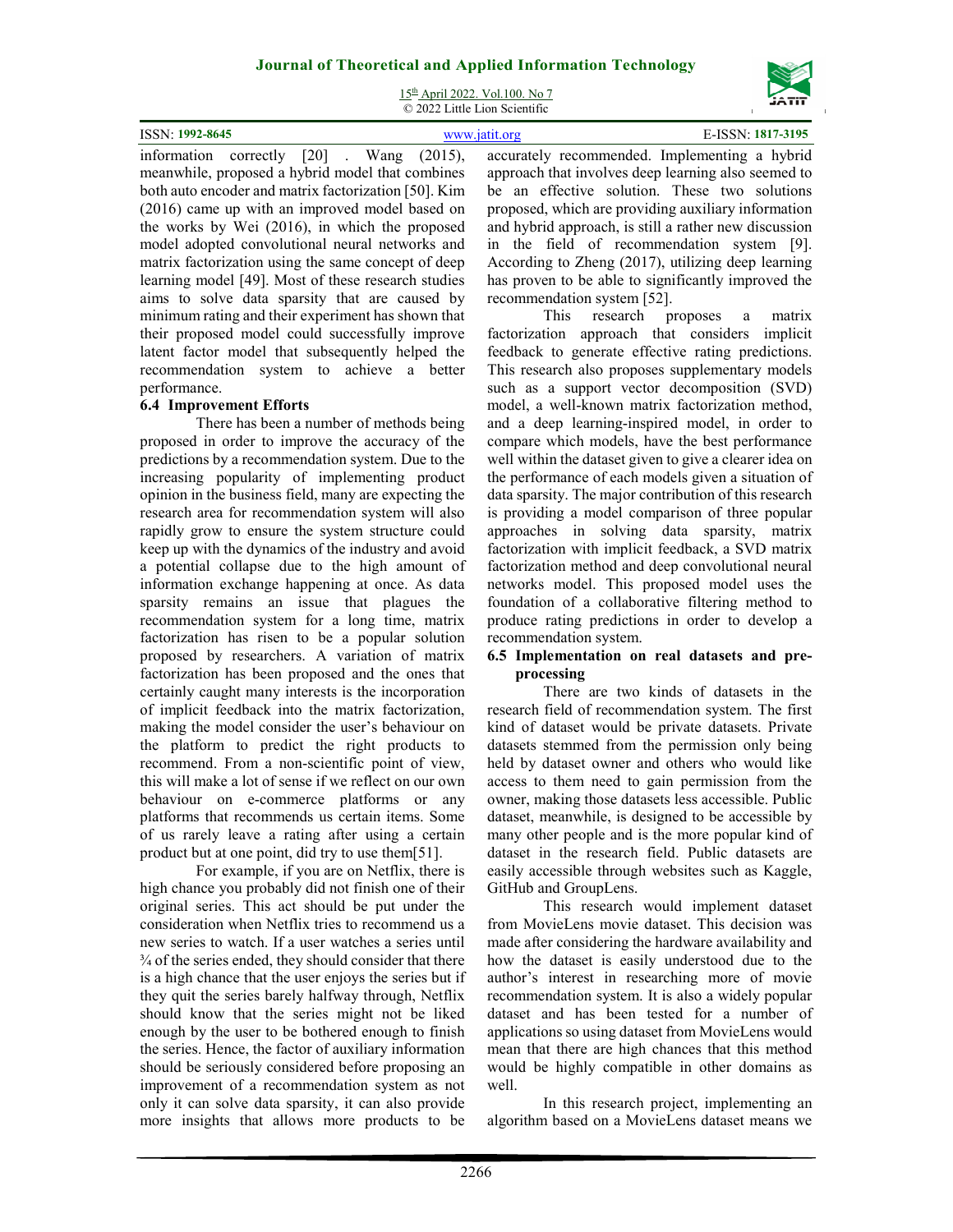information correctly [20] . Wang (2015), meanwhile, proposed a hybrid model that combines both auto encoder and matrix factorization [50]. Kim (2016) came up with an improved model based on the works by Wei (2016), in which the proposed model adopted convolutional neural networks and matrix factorization using the same concept of deep learning model [49]. Most of these research studies aims to solve data sparsity that are caused by minimum rating and their experiment has shown that their proposed model could successfully improve latent factor model that subsequently helped the recommendation system to achieve a better performance.

### 6.4 Improvement Efforts

There has been a number of methods being proposed in order to improve the accuracy of the predictions by a recommendation system. Due to the increasing popularity of implementing product opinion in the business field, many are expecting the research area for recommendation system will also rapidly grow to ensure the system structure could keep up with the dynamics of the industry and avoid a potential collapse due to the high amount of information exchange happening at once. As data sparsity remains an issue that plagues the recommendation system for a long time, matrix factorization has risen to be a popular solution proposed by researchers. A variation of matrix factorization has been proposed and the ones that certainly caught many interests is the incorporation of implicit feedback into the matrix factorization, making the model consider the user's behaviour on the platform to predict the right products to recommend. From a non-scientific point of view, this will make a lot of sense if we reflect on our own behaviour on e-commerce platforms or any platforms that recommends us certain items. Some of us rarely leave a rating after using a certain product but at one point, did try to use them[51].

For example, if you are on Netflix, there is high chance you probably did not finish one of their original series. This act should be put under the consideration when Netflix tries to recommend us a new series to watch. If a user watches a series until ¾ of the series ended, they should consider that there is a high chance that the user enjoys the series but if they quit the series barely halfway through, Netflix should know that the series might not be liked enough by the user to be bothered enough to finish the series. Hence, the factor of auxiliary information should be seriously considered before proposing an improvement of a recommendation system as not only it can solve data sparsity, it can also provide more insights that allows more products to be accurately recommended. Implementing a hybrid approach that involves deep learning also seemed to be an effective solution. These two solutions proposed, which are providing auxiliary information and hybrid approach, is still a rather new discussion in the field of recommendation system [9]. According to Zheng (2017), utilizing deep learning has proven to be able to significantly improved the recommendation system [52].

This research proposes a matrix factorization approach that considers implicit feedback to generate effective rating predictions. This research also proposes supplementary models such as a support vector decomposition (SVD) model, a well-known matrix factorization method, and a deep learning-inspired model, in order to compare which models, have the best performance well within the dataset given to give a clearer idea on the performance of each models given a situation of data sparsity. The major contribution of this research is providing a model comparison of three popular approaches in solving data sparsity, matrix factorization with implicit feedback, a SVD matrix factorization method and deep convolutional neural networks model. This proposed model uses the foundation of a collaborative filtering method to produce rating predictions in order to develop a recommendation system.

### 6.5 Implementation on real datasets and pre-processing

There are two kinds of datasets in the research field of recommendation system. The first kind of dataset would be private datasets. Private datasets stemmed from the permission only being held by dataset owner and others who would like access to them need to gain permission from the owner, making those datasets less accessible. Public dataset, meanwhile, is designed to be accessible by many other people and is the more popular kind of dataset in the research field. Public datasets are easily accessible through websites such as Kaggle, GitHub and GroupLens.

This research would implement dataset from MovieLens movie dataset. This decision was made after considering the hardware availability and how the dataset is easily understood due to the author's interest in researching more of movie recommendation system. It is also a widely popular dataset and has been tested for a number of applications so using dataset from MovieLens would mean that there are high chances that this method would be highly compatible in other domains as well.

In this research project, implementing an algorithm based on a MovieLens dataset means we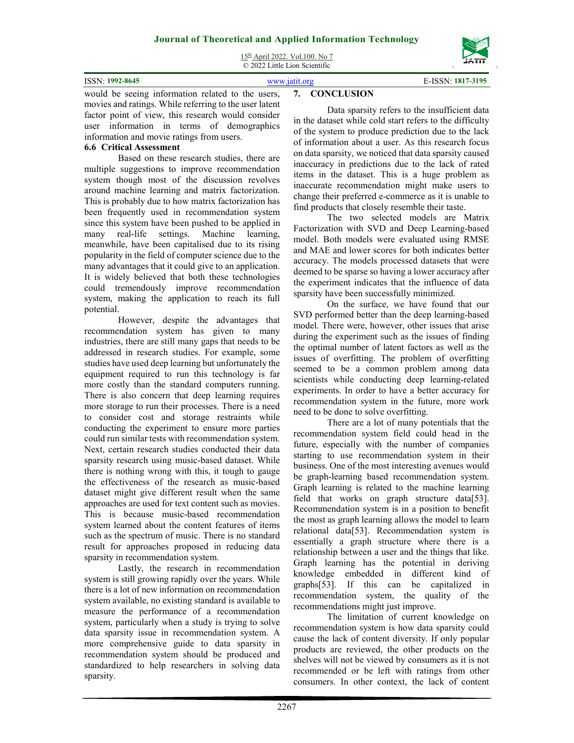would be seeing information related to the users, movies and ratings. While referring to the user latent factor point of view, this research would consider user information in terms of demographics information and movie ratings from users.

### 6.6 Critical Assessment

Based on these research studies, there are multiple suggestions to improve recommendation system though most of the discussion revolves around machine learning and matrix factorization. This is probably due to how matrix factorization has been frequently used in recommendation system since this system have been pushed to be applied in many real-life settings. Machine learning, meanwhile, have been capitalised due to its rising popularity in the field of computer science due to the many advantages that it could give to an application. It is widely believed that both these technologies could tremendously improve recommendation system, making the application to reach its full potential.

However, despite the advantages that recommendation system has given to many industries, there are still many gaps that needs to be addressed in research studies. For example, some studies have used deep learning but unfortunately the equipment required to run this technology is far more costly than the standard computers running. There is also concern that deep learning requires more storage to run their processes. There is a need to consider cost and storage restraints while conducting the experiment to ensure more parties could run similar tests with recommendation system. Next, certain research studies conducted their data sparsity research using music-based dataset. While there is nothing wrong with this, it tough to gauge the effectiveness of the research as music-based dataset might give different result when the same approaches are used for text content such as movies. This is because music-based recommendation system learned about the content features of items such as the spectrum of music. There is no standard result for approaches proposed in reducing data sparsity in recommendation system.

Lastly, the research in recommendation system is still growing rapidly over the years. While there is a lot of new information on recommendation system available, no existing standard is available to measure the performance of a recommendation system, particularly when a study is trying to solve data sparsity issue in recommendation system. A more comprehensive guide to data sparsity in recommendation system should be produced and standardized to help researchers in solving data sparsity.

## 7. CONCLUSION

Data sparsity refers to the insufficient data in the dataset while cold start refers to the difficulty of the system to produce prediction due to the lack of information about a user. As this research focus on data sparsity, we noticed that data sparsity caused inaccuracy in predictions due to the lack of rated items in the dataset. This is a huge problem as inaccurate recommendation might make users to change their preferred e-commerce as it is unable to find products that closely resemble their taste.

The two selected models are Matrix Factorization with SVD and Deep Learning-based model. Both models were evaluated using RMSE and MAE and lower scores for both indicates better accuracy. The models processed datasets that were deemed to be sparse so having a lower accuracy after the experiment indicates that the influence of data sparsity have been successfully minimized.

On the surface, we have found that our SVD performed better than the deep learning-based model. There were, however, other issues that arise during the experiment such as the issues of finding the optimal number of latent factors as well as the issues of overfitting. The problem of overfitting seemed to be a common problem among data scientists while conducting deep learning-related experiments. In order to have a better accuracy for recommendation system in the future, more work need to be done to solve overfitting.

There are a lot of many potentials that the recommendation system field could head in the future, especially with the number of companies starting to use recommendation system in their business. One of the most interesting avenues would be graph-learning based recommendation system. Graph learning is related to the machine learning field that works on graph structure data[53]. Recommendation system is in a position to benefit the most as graph learning allows the model to learn relational data[53]. Recommendation system is essentially a graph structure where there is a relationship between a user and the things that like. Graph learning has the potential in deriving knowledge embedded in different kind of graphs[53]. If this can be capitalized in recommendation system, the quality of the recommendations might just improve.

The limitation of current knowledge on recommendation system is how data sparsity could cause the lack of content diversity. If only popular products are reviewed, the other products on the shelves will not be viewed by consumers as it is not recommended or be left with ratings from other consumers. In other context, the lack of content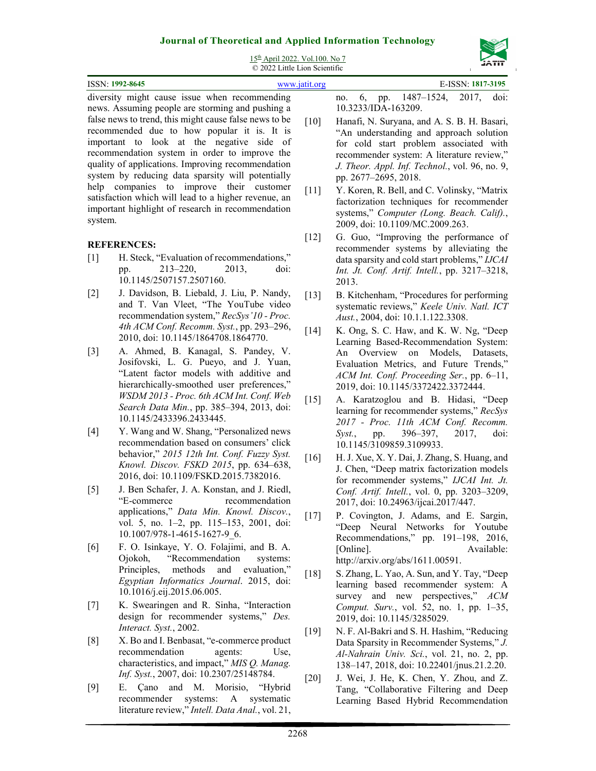diversity might cause issue when recommending news. Assuming people are storming and pushing a false news to trend, this might cause false news to be recommended due to how popular it is. It is important to look at the negative side of recommendation system in order to improve the quality of applications. Improving recommendation system by reducing data sparsity will potentially help companies to improve their customer satisfaction which will lead to a higher revenue, an important highlight of research in recommendation system.

## REFERENCES:

[1] H. Steck, "Evaluation of recommendations," pp. 213–220, 2013, doi: 10.1145/2507157.2507160.

[2] J. Davidson, B. Liebald, J. Liu, P. Nandy, and T. Van Vleet, "The YouTube video recommendation system," *RecSys'10 - Proc. 4th ACM Conf. Recomm. Syst.*, pp. 293–296, 2010, doi: 10.1145/1864708.1864770.

[3] A. Ahmed, B. Kanagal, S. Pandey, V. Josifovski, L. G. Pueyo, and J. Yuan, "Latent factor models with additive and hierarchically-smoothed user preferences," *WSDM 2013 - Proc. 6th ACM Int. Conf. Web Search Data Min.*, pp. 385–394, 2013, doi: 10.1145/2433396.2433445.

[4] Y. Wang and W. Shang, "Personalized news recommendation based on consumers' click behavior," *2015 12th Int. Conf. Fuzzy Syst. Knowl. Discov. FSKD 2015*, pp. 634–638, 2016, doi: 10.1109/FSKD.2015.7382016.

[5] J. Ben Schafer, J. A. Konstan, and J. Riedl, "E-commerce recommendation applications," *Data Min. Knowl. Discov.*, vol. 5, no. 1–2, pp. 115–153, 2001, doi: 10.1007/978-1-4615-1627-9_6.

[6] F. O. Isinkaye, Y. O. Folajimi, and B. A. Ojokoh, "Recommendation systems: Principles, methods and evaluation," *Egyptian Informatics Journal*. 2015, doi: 10.1016/j.eij.2015.06.005.

[7] K. Swearingen and R. Sinha, "Interaction design for recommender systems," *Des. Interact. Syst.*, 2002.

[8] X. Bo and I. Benbasat, "e-commerce product recommendation agents: Use, characteristics, and impact," *MIS Q. Manag. Inf. Syst.*, 2007, doi: 10.2307/25148784.

[9] E. Çano and M. Morisio, "Hybrid recommender systems: A systematic literature review," *Intell. Data Anal.*, vol. 21, no. 6, pp. 1487–1524, 2017, doi: 10.3233/IDA-163209.

[10] Hanafi, N. Suryana, and A. S. B. H. Basari, "An understanding and approach solution for cold start problem associated with recommender system: A literature review," *J. Theor. Appl. Inf. Technol.*, vol. 96, no. 9, pp. 2677–2695, 2018.

[11] Y. Koren, R. Bell, and C. Volinsky, "Matrix factorization techniques for recommender systems," *Computer (Long. Beach. Calif).*, 2009, doi: 10.1109/MC.2009.263.

[12] G. Guo, "Improving the performance of recommender systems by alleviating the data sparsity and cold start problems," *IJCAI Int. Jt. Conf. Artif. Intell.*, pp. 3217–3218, 2013.

[13] B. Kitchenham, "Procedures for performing systematic reviews," *Keele Univ. Natl. ICT Aust.*, 2004, doi: 10.1.1.122.3308.

[14] K. Ong, S. C. Haw, and K. W. Ng, "Deep Learning Based-Recommendation System: An Overview on Models, Datasets, Evaluation Metrics, and Future Trends," *ACM Int. Conf. Proceeding Ser.*, pp. 6–11, 2019, doi: 10.1145/3372422.3372444.

[15] A. Karatzoglou and B. Hidasi, "Deep learning for recommender systems," *RecSys 2017 - Proc. 11th ACM Conf. Recomm. Syst.*, pp. 396–397, 2017, doi: 10.1145/3109859.3109933.

[16] H. J. Xue, X. Y. Dai, J. Zhang, S. Huang, and J. Chen, "Deep matrix factorization models for recommender systems," *IJCAI Int. Jt. Conf. Artif. Intell.*, vol. 0, pp. 3203–3209, 2017, doi: 10.24963/ijcai.2017/447.

[17] P. Covington, J. Adams, and E. Sargin, "Deep Neural Networks for Youtube Recommendations," pp. 191–198, 2016, [Online]. Available: http://arxiv.org/abs/1611.00591.

[18] S. Zhang, L. Yao, A. Sun, and Y. Tay, "Deep learning based recommender system: A survey and new perspectives," *ACM Comput. Surv.*, vol. 52, no. 1, pp. 1–35, 2019, doi: 10.1145/3285029.

[19] N. F. Al-Bakri and S. H. Hashim, "Reducing Data Sparsity in Recommender Systems," *J. Al-Nahrain Univ. Sci.*, vol. 21, no. 2, pp. 138–147, 2018, doi: 10.22401/jnus.21.2.20.

[20] J. Wei, J. He, K. Chen, Y. Zhou, and Z. Tang, "Collaborative Filtering and Deep Learning Based Hybrid Recommendation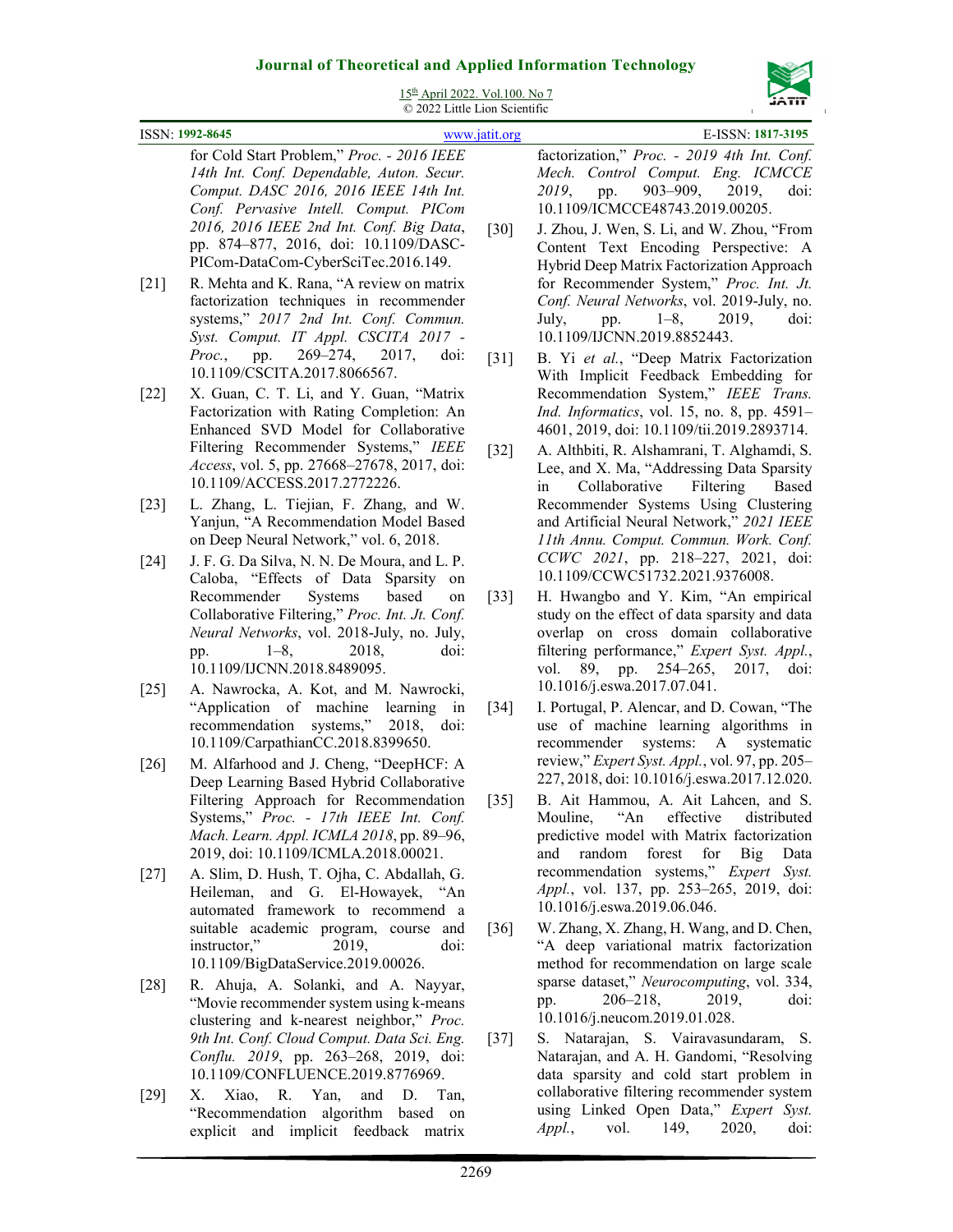for Cold Start Problem," *Proc. - 2016 IEEE 14th Int. Conf. Dependable, Auton. Secur. Comput. DASC 2016, 2016 IEEE 14th Int. Conf. Pervasive Intell. Comput. PICom 2016, 2016 IEEE 2nd Int. Conf. Big Data*, pp. 874–877, 2016, doi: 10.1109/DASC-PICom-DataCom-CyberSciTec.2016.149.

[21] R. Mehta and K. Rana, "A review on matrix factorization techniques in recommender systems," *2017 2nd Int. Conf. Commun. Syst. Comput. IT Appl. CSCITA 2017 - Proc.*, pp. 269–274, 2017, doi: 10.1109/CSCITA.2017.8066567.

[22] X. Guan, C. T. Li, and Y. Guan, "Matrix Factorization with Rating Completion: An Enhanced SVD Model for Collaborative Filtering Recommender Systems," *IEEE Access*, vol. 5, pp. 27668–27678, 2017, doi: 10.1109/ACCESS.2017.2772226.

[23] L. Zhang, L. Tiejian, F. Zhang, and W. Yanjun, "A Recommendation Model Based on Deep Neural Network," vol. 6, 2018.

[24] J. F. G. Da Silva, N. N. De Moura, and L. P. Caloba, "Effects of Data Sparsity on Recommender Systems based on Collaborative Filtering," *Proc. Int. Jt. Conf. Neural Networks*, vol. 2018-July, no. July, pp. 1–8, 2018, doi: 10.1109/IJCNN.2018.8489095.

[25] A. Nawrocka, A. Kot, and M. Nawrocki, "Application of machine learning in recommendation systems," 2018, doi: 10.1109/CarpathianCC.2018.8399650.

[26] M. Alfarhood and J. Cheng, "DeepHCF: A Deep Learning Based Hybrid Collaborative Filtering Approach for Recommendation Systems," *Proc. - 17th IEEE Int. Conf. Mach. Learn. Appl. ICMLA 2018*, pp. 89–96, 2019, doi: 10.1109/ICMLA.2018.00021.

[27] A. Slim, D. Hush, T. Ojha, C. Abdallah, G. Heileman, and G. El-Howayek, "An automated framework to recommend a suitable academic program, course and instructor," 2019, doi: 10.1109/BigDataService.2019.00026.

[28] R. Ahuja, A. Solanki, and A. Nayyar, "Movie recommender system using k-means clustering and k-nearest neighbor," *Proc. 9th Int. Conf. Cloud Comput. Data Sci. Eng. Conflu. 2019*, pp. 263–268, 2019, doi: 10.1109/CONFLUENCE.2019.8776969.

[29] X. Xiao, R. Yan, and D. Tan, "Recommendation algorithm based on explicit and implicit feedback matrix factorization," *Proc. - 2019 4th Int. Conf. Mech. Control Comput. Eng. ICMCCE 2019*, pp. 903–909, 2019, doi: 10.1109/ICMCCE48743.2019.00205.

[30] J. Zhou, J. Wen, S. Li, and W. Zhou, "From Content Text Encoding Perspective: A Hybrid Deep Matrix Factorization Approach for Recommender System," *Proc. Int. Jt. Conf. Neural Networks*, vol. 2019-July, no. July, pp. 1–8, 2019, doi: 10.1109/IJCNN.2019.8852443.

[31] B. Yi *et al.*, "Deep Matrix Factorization With Implicit Feedback Embedding for Recommendation System," *IEEE Trans. Ind. Informatics*, vol. 15, no. 8, pp. 4591–4601, 2019, doi: 10.1109/tii.2019.2893714.

[32] A. Althbiti, R. Alshamrani, T. Alghamdi, S. Lee, and X. Ma, "Addressing Data Sparsity in Collaborative Filtering Based Recommender Systems Using Clustering and Artificial Neural Network," *2021 IEEE 11th Annu. Comput. Commun. Work. Conf. CCWC 2021*, pp. 218–227, 2021, doi: 10.1109/CCWC51732.2021.9376008.

[33] H. Hwangbo and Y. Kim, "An empirical study on the effect of data sparsity and data overlap on cross domain collaborative filtering performance," *Expert Syst. Appl.*, vol. 89, pp. 254–265, 2017, doi: 10.1016/j.eswa.2017.07.041.

[34] I. Portugal, P. Alencar, and D. Cowan, "The use of machine learning algorithms in recommender systems: A systematic review," *Expert Syst. Appl.*, vol. 97, pp. 205–227, 2018, doi: 10.1016/j.eswa.2017.12.020.

[35] B. Ait Hammou, A. Ait Lahcen, and S. Mouline, "An effective distributed predictive model with Matrix factorization and random forest for Big Data recommendation systems," *Expert Syst. Appl.*, vol. 137, pp. 253–265, 2019, doi: 10.1016/j.eswa.2019.06.046.

[36] W. Zhang, X. Zhang, H. Wang, and D. Chen, "A deep variational matrix factorization method for recommendation on large scale sparse dataset," *Neurocomputing*, vol. 334, pp. 206–218, 2019, doi: 10.1016/j.neucom.2019.01.028.

[37] S. Natarajan, S. Vairavasundaram, S. Natarajan, and A. H. Gandomi, "Resolving data sparsity and cold start problem in collaborative filtering recommender system using Linked Open Data," *Expert Syst. Appl.*, vol. 149, 2020, doi: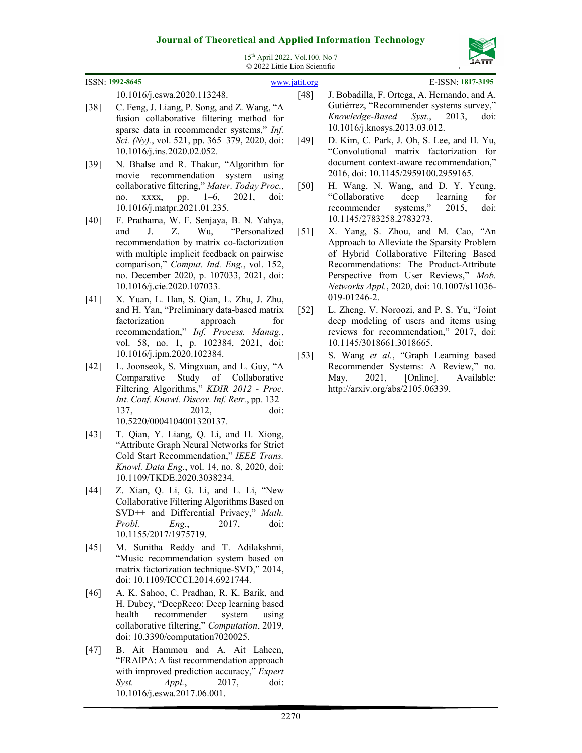10.1016/j.eswa.2020.113248.

[38] C. Feng, J. Liang, P. Song, and Z. Wang, "A fusion collaborative filtering method for sparse data in recommender systems," *Inf. Sci. (Ny).*, vol. 521, pp. 365–379, 2020, doi: 10.1016/j.ins.2020.02.052.

[39] N. Bhalse and R. Thakur, "Algorithm for movie recommendation system using collaborative filtering," *Mater. Today Proc.*, no. xxxx, pp. 1–6, 2021, doi: 10.1016/j.matpr.2021.01.235.

[40] F. Prathama, W. F. Senjaya, B. N. Yahya, and J. Z. Wu, "Personalized recommendation by matrix co-factorization with multiple implicit feedback on pairwise comparison," *Comput. Ind. Eng.*, vol. 152, no. December 2020, p. 107033, 2021, doi: 10.1016/j.cie.2020.107033.

[41] X. Yuan, L. Han, S. Qian, L. Zhu, J. Zhu, and H. Yan, "Preliminary data-based matrix factorization approach for recommendation," *Inf. Process. Manag.*, vol. 58, no. 1, p. 102384, 2021, doi: 10.1016/j.ipm.2020.102384.

[42] L. Joonseok, S. Mingxuan, and L. Guy, "A Comparative Study of Collaborative Filtering Algorithms," *KDIR 2012 - Proc. Int. Conf. Knowl. Discov. Inf. Retr.*, pp. 132–137, 2012, doi: 10.5220/0004104001320137.

[43] T. Qian, Y. Liang, Q. Li, and H. Xiong, "Attribute Graph Neural Networks for Strict Cold Start Recommendation," *IEEE Trans. Knowl. Data Eng.*, vol. 14, no. 8, 2020, doi: 10.1109/TKDE.2020.3038234.

[44] Z. Xian, Q. Li, G. Li, and L. Li, "New Collaborative Filtering Algorithms Based on SVD++ and Differential Privacy," *Math. Probl. Eng.*, 2017, doi: 10.1155/2017/1975719.

[45] M. Sunitha Reddy and T. Adilakshmi, "Music recommendation system based on matrix factorization technique-SVD," 2014, doi: 10.1109/ICCCI.2014.6921744.

[46] A. K. Sahoo, C. Pradhan, R. K. Barik, and H. Dubey, "DeepReco: Deep learning based health recommender system using collaborative filtering," *Computation*, 2019, doi: 10.3390/computation7020025.

[47] B. Ait Hammou and A. Ait Lahcen, "FRAIPA: A fast recommendation approach with improved prediction accuracy," *Expert Syst. Appl.*, 2017, doi: 10.1016/j.eswa.2017.06.001.

[48] J. Bobadilla, F. Ortega, A. Hernando, and A. Gutiérrez, "Recommender systems survey," *Knowledge-Based Syst.*, 2013, doi: 10.1016/j.knosys.2013.03.012.

[49] D. Kim, C. Park, J. Oh, S. Lee, and H. Yu, "Convolutional matrix factorization for document context-aware recommendation," 2016, doi: 10.1145/2959100.2959165.

[50] H. Wang, N. Wang, and D. Y. Yeung, "Collaborative deep learning for recommender systems," 2015, doi: 10.1145/2783258.2783273.

[51] X. Yang, S. Zhou, and M. Cao, "An Approach to Alleviate the Sparsity Problem of Hybrid Collaborative Filtering Based Recommendations: The Product-Attribute Perspective from User Reviews," *Mob. Networks Appl.*, 2020, doi: 10.1007/s11036-019-01246-2.

[52] L. Zheng, V. Noroozi, and P. S. Yu, "Joint deep modeling of users and items using reviews for recommendation," 2017, doi: 10.1145/3018661.3018665.

[53] S. Wang *et al.*, "Graph Learning based Recommender Systems: A Review," no. May, 2021, [Online]. Available: http://arxiv.org/abs/2105.06339.